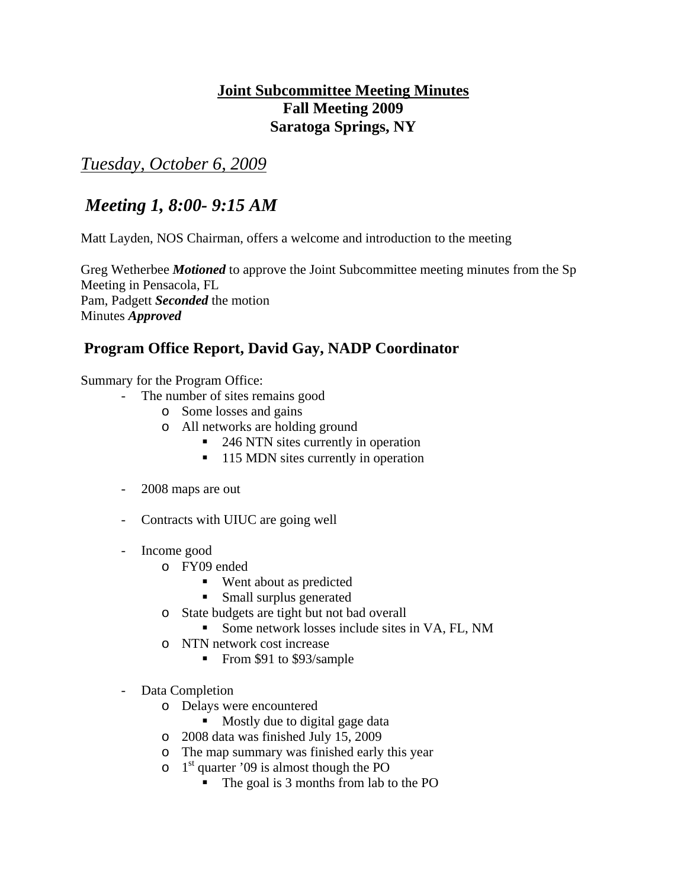# Joint Subcommittee Meeting Minutes
# Fall Meeting 2009
# Saratoga Springs, NY

## *Tuesday, October 6, 2009*

## *Meeting 1, 8:00- 9:15 AM*

Matt Layden, NOS Chairman, offers a welcome and introduction to the meeting

Greg Wetherbee ***Motioned*** to approve the Joint Subcommittee meeting minutes from the Sp Meeting in Pensacola, FL
Pam, Padgett ***Seconded*** the motion
Minutes ***Approved***

## Program Office Report, David Gay, NADP Coordinator

Summary for the Program Office:

- The number of sites remains good
    - Some losses and gains
    - All networks are holding ground
        - 246 NTN sites currently in operation
        - 115 MDN sites currently in operation

- 2008 maps are out

- Contracts with UIUC are going well

- Income good
    - FY09 ended
        - Went about as predicted
        - Small surplus generated
    - State budgets are tight but not bad overall
        - Some network losses include sites in VA, FL, NM
    - NTN network cost increase
        - From $91 to $93/sample

- Data Completion
    - Delays were encountered
        - Mostly due to digital gage data
    - 2008 data was finished July 15, 2009
    - The map summary was finished early this year
    - 1st quarter '09 is almost though the PO
        - The goal is 3 months from lab to the PO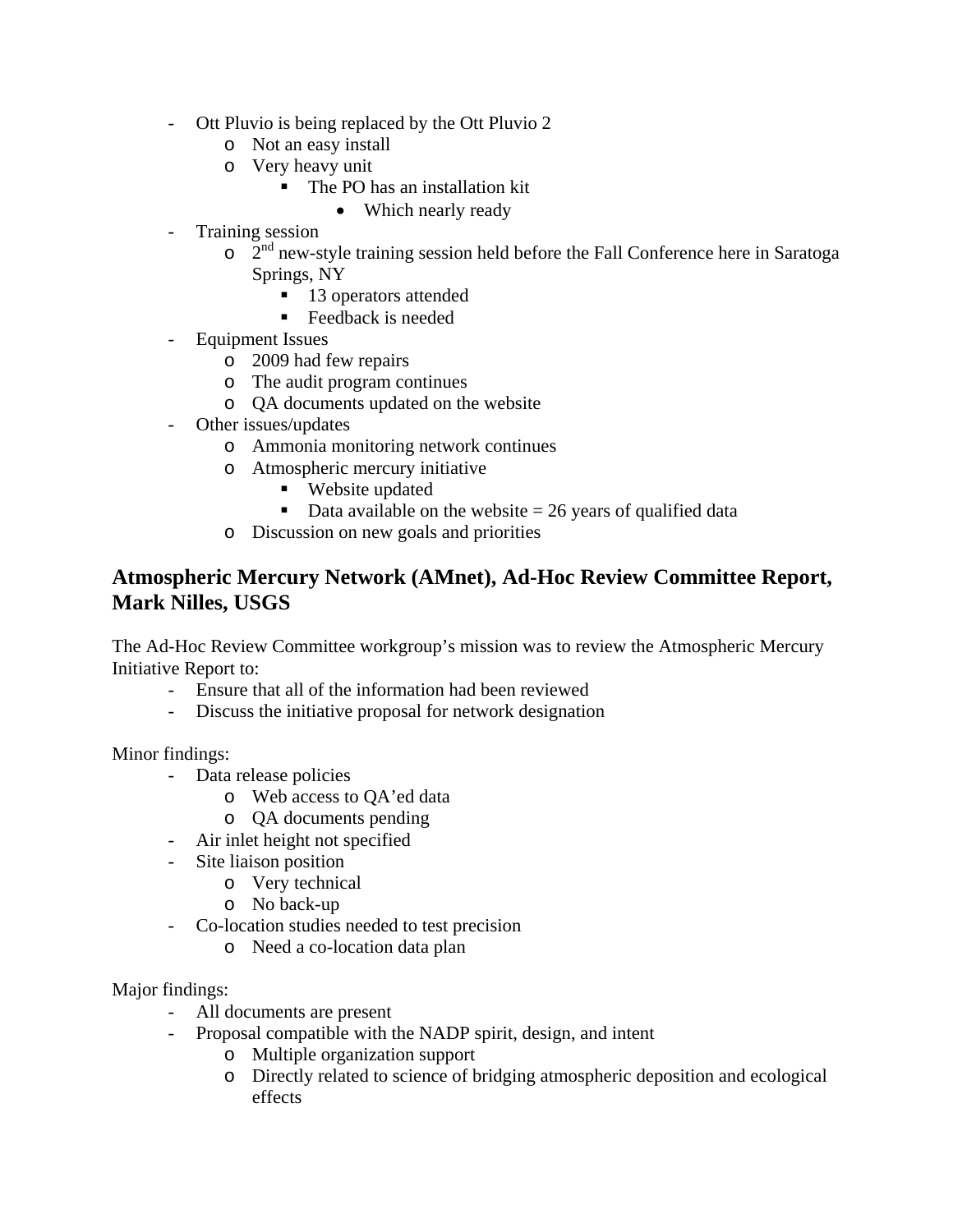- Ott Pluvio is being replaced by the Ott Pluvio 2
    - Not an easy install
    - Very heavy unit
        - The PO has an installation kit
            - Which nearly ready
- Training session
    - 2nd new-style training session held before the Fall Conference here in Saratoga Springs, NY
        - 13 operators attended
        - Feedback is needed
- Equipment Issues
    - 2009 had few repairs
    - The audit program continues
    - QA documents updated on the website
- Other issues/updates
    - Ammonia monitoring network continues
    - Atmospheric mercury initiative
        - Website updated
        - Data available on the website = 26 years of qualified data
    - Discussion on new goals and priorities

## Atmospheric Mercury Network (AMnet), Ad-Hoc Review Committee Report, Mark Nilles, USGS

The Ad-Hoc Review Committee workgroup's mission was to review the Atmospheric Mercury Initiative Report to:

- Ensure that all of the information had been reviewed
- Discuss the initiative proposal for network designation

Minor findings:

- Data release policies
    - Web access to QA'ed data
    - QA documents pending
- Air inlet height not specified
- Site liaison position
    - Very technical
    - No back-up
- Co-location studies needed to test precision
    - Need a co-location data plan

Major findings:

- All documents are present
- Proposal compatible with the NADP spirit, design, and intent
    - Multiple organization support
    - Directly related to science of bridging atmospheric deposition and ecological effects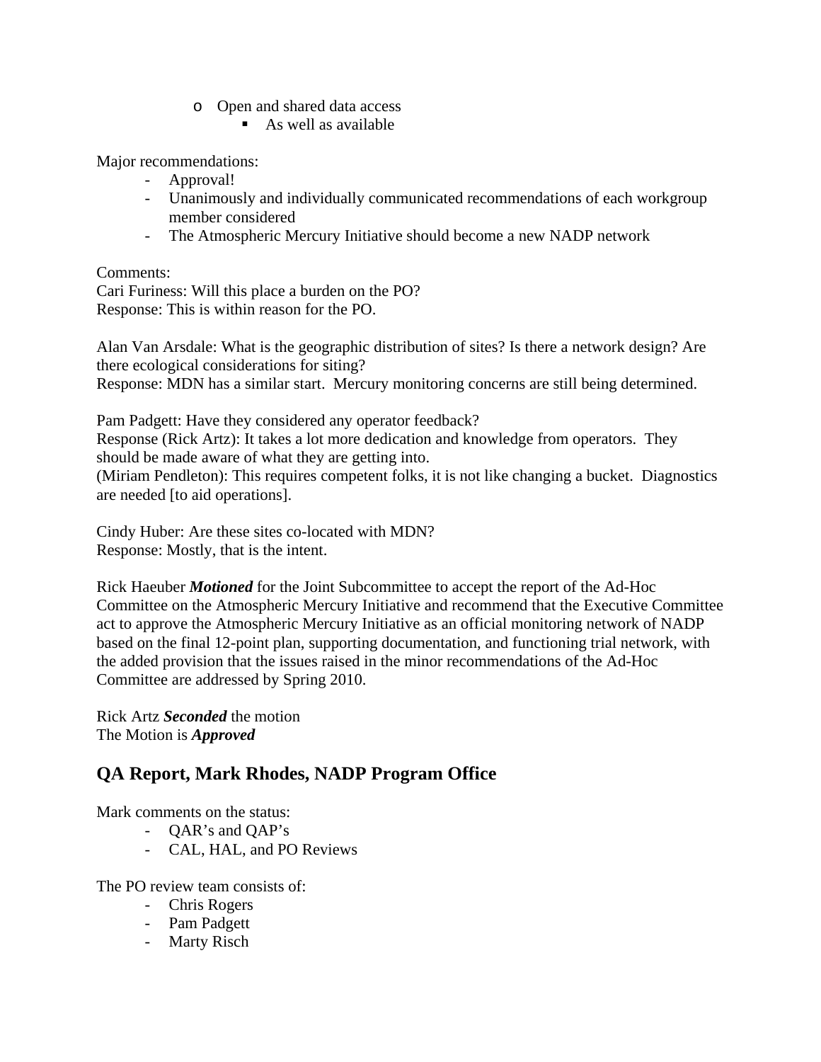- Open and shared data access
    - As well as available

Major recommendations:

- Approval!
- Unanimously and individually communicated recommendations of each workgroup member considered
- The Atmospheric Mercury Initiative should become a new NADP network

Comments:
Cari Furiness: Will this place a burden on the PO?
Response: This is within reason for the PO.

Alan Van Arsdale: What is the geographic distribution of sites? Is there a network design? Are there ecological considerations for siting?
Response: MDN has a similar start. Mercury monitoring concerns are still being determined.

Pam Padgett: Have they considered any operator feedback?
Response (Rick Artz): It takes a lot more dedication and knowledge from operators. They should be made aware of what they are getting into.
(Miriam Pendleton): This requires competent folks, it is not like changing a bucket. Diagnostics are needed [to aid operations].

Cindy Huber: Are these sites co-located with MDN?
Response: Mostly, that is the intent.

Rick Haeuber ***Motioned*** for the Joint Subcommittee to accept the report of the Ad-Hoc Committee on the Atmospheric Mercury Initiative and recommend that the Executive Committee act to approve the Atmospheric Mercury Initiative as an official monitoring network of NADP based on the final 12-point plan, supporting documentation, and functioning trial network, with the added provision that the issues raised in the minor recommendations of the Ad-Hoc Committee are addressed by Spring 2010.

Rick Artz ***Seconded*** the motion
The Motion is ***Approved***

## QA Report, Mark Rhodes, NADP Program Office

Mark comments on the status:

- QAR's and QAP's
- CAL, HAL, and PO Reviews

The PO review team consists of:

- Chris Rogers
- Pam Padgett
- Marty Risch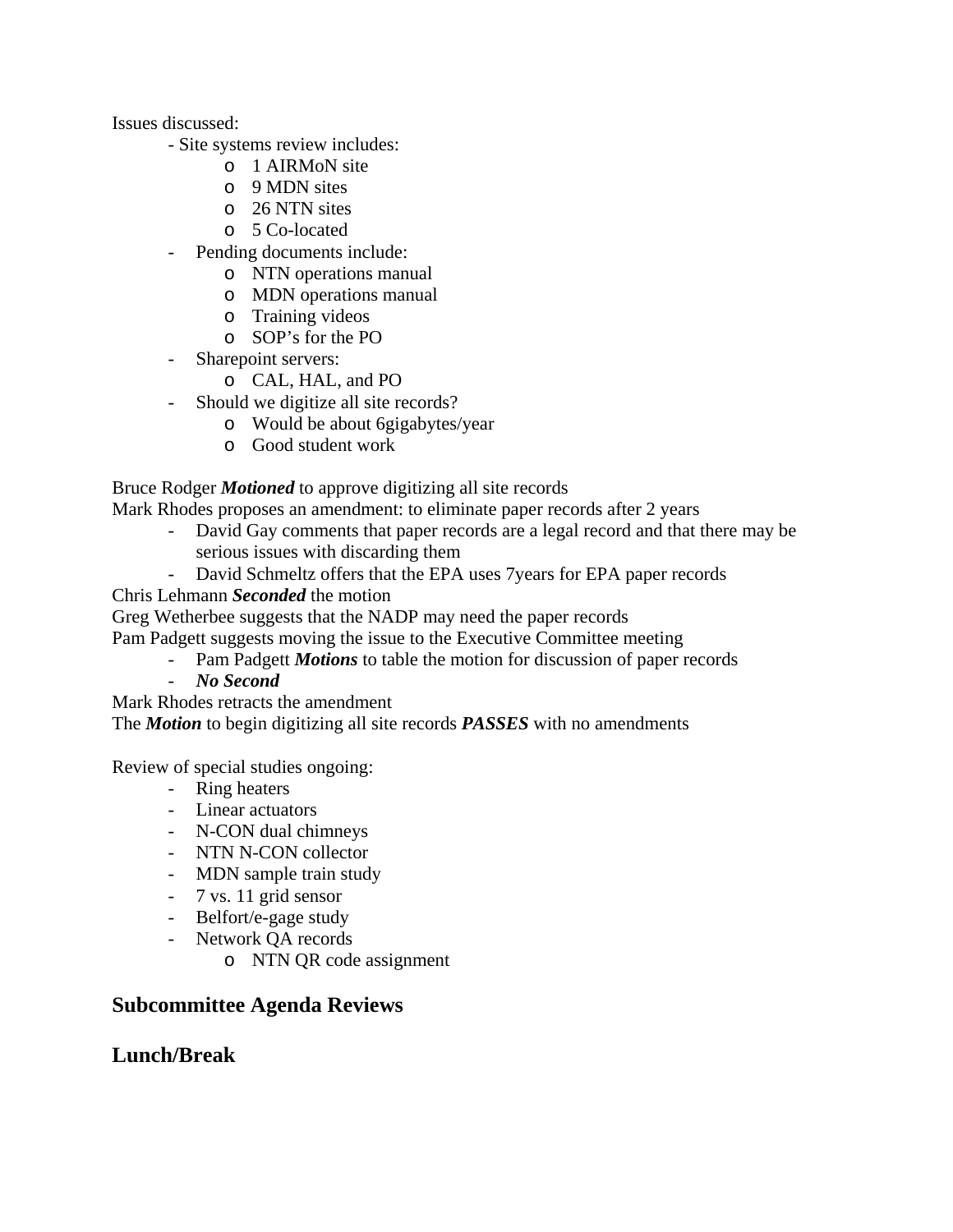Issues discussed:

- Site systems review includes:
  - 1 AIRMoN site
  - 9 MDN sites
  - 26 NTN sites
  - 5 Co-located
- Pending documents include:
  - NTN operations manual
  - MDN operations manual
  - Training videos
  - SOP's for the PO
- Sharepoint servers:
  - CAL, HAL, and PO
- Should we digitize all site records?
  - Would be about 6gigabytes/year
  - Good student work

Bruce Rodger ***Motioned*** to approve digitizing all site records
Mark Rhodes proposes an amendment: to eliminate paper records after 2 years

- David Gay comments that paper records are a legal record and that there may be serious issues with discarding them
- David Schmeltz offers that the EPA uses 7years for EPA paper records

Chris Lehmann ***Seconded*** the motion
Greg Wetherbee suggests that the NADP may need the paper records
Pam Padgett suggests moving the issue to the Executive Committee meeting

- Pam Padgett ***Motions*** to table the motion for discussion of paper records
- ***No Second***

Mark Rhodes retracts the amendment
The ***Motion*** to begin digitizing all site records ***PASSES*** with no amendments

Review of special studies ongoing:

- Ring heaters
- Linear actuators
- N-CON dual chimneys
- NTN N-CON collector
- MDN sample train study
- 7 vs. 11 grid sensor
- Belfort/e-gage study
- Network QA records
  - NTN QR code assignment

## Subcommittee Agenda Reviews

## Lunch/Break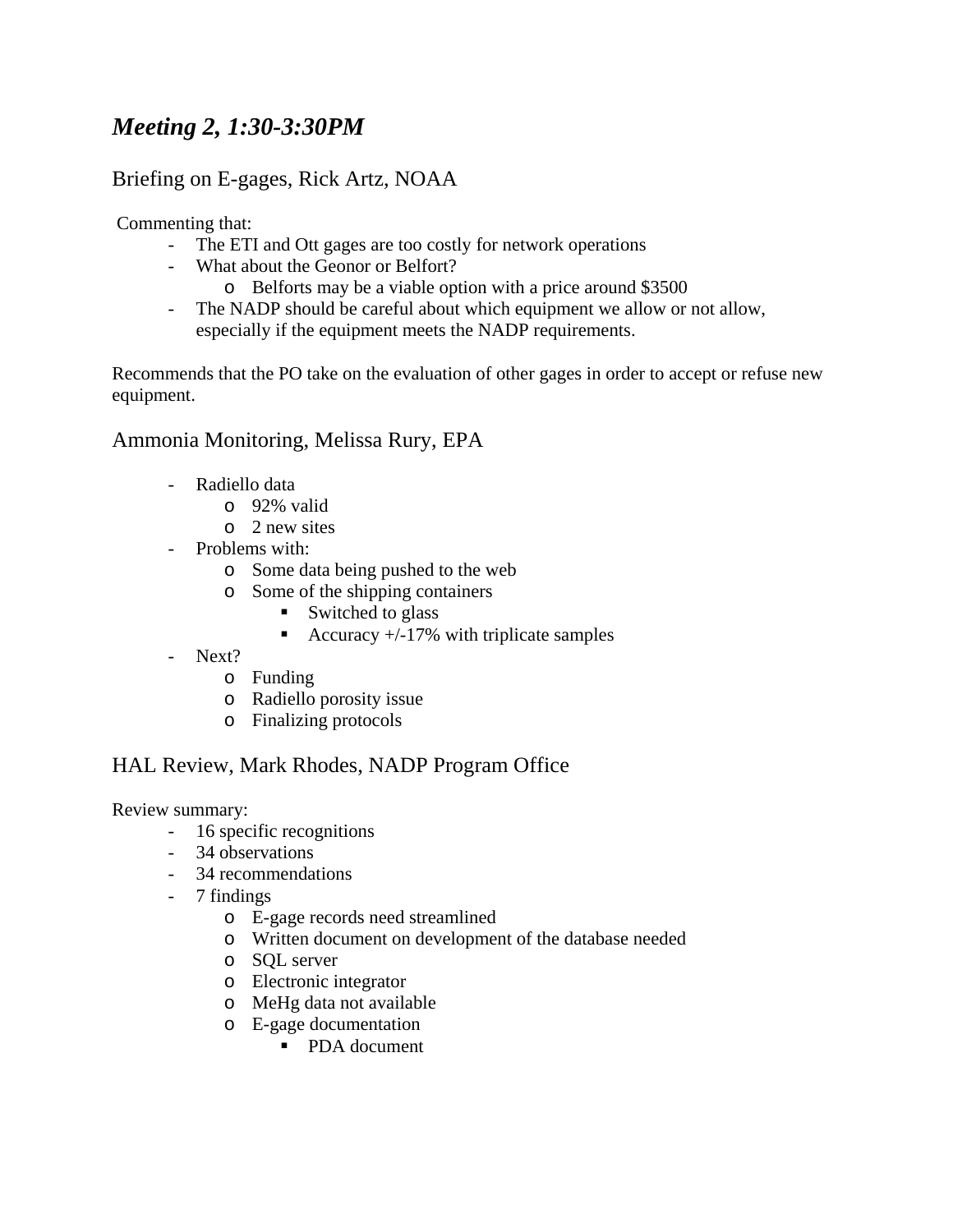## *Meeting 2, 1:30-3:30PM*

### Briefing on E-gages, Rick Artz, NOAA

Commenting that:

- The ETI and Ott gages are too costly for network operations
- What about the Geonor or Belfort?
  - Belforts may be a viable option with a price around $3500
- The NADP should be careful about which equipment we allow or not allow, especially if the equipment meets the NADP requirements.

Recommends that the PO take on the evaluation of other gages in order to accept or refuse new equipment.

### Ammonia Monitoring, Melissa Rury, EPA

- Radiello data
  - 92% valid
  - 2 new sites
- Problems with:
  - Some data being pushed to the web
  - Some of the shipping containers
    - Switched to glass
    - Accuracy +/-17% with triplicate samples
- Next?
  - Funding
  - Radiello porosity issue
  - Finalizing protocols

### HAL Review, Mark Rhodes, NADP Program Office

Review summary:

- 16 specific recognitions
- 34 observations
- 34 recommendations
- 7 findings
  - E-gage records need streamlined
  - Written document on development of the database needed
  - SQL server
  - Electronic integrator
  - MeHg data not available
  - E-gage documentation
    - PDA document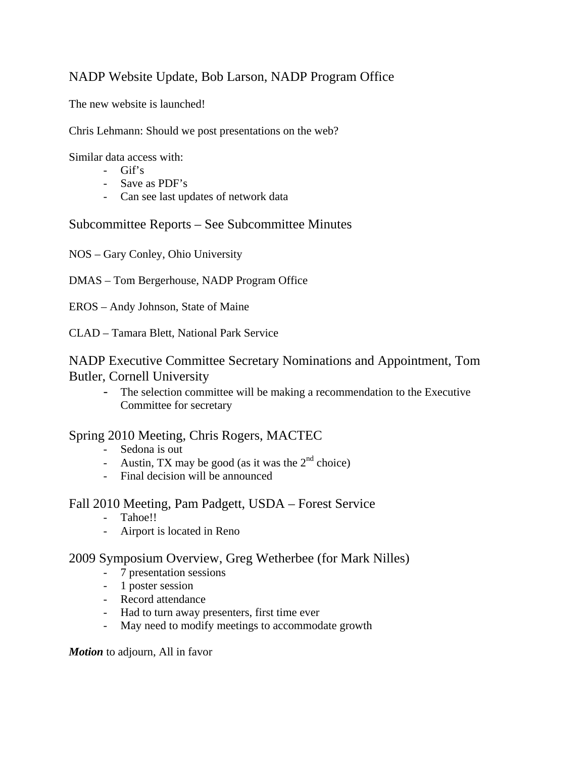## NADP Website Update, Bob Larson, NADP Program Office

The new website is launched!

Chris Lehmann: Should we post presentations on the web?

Similar data access with:

- Gif's
- Save as PDF's
- Can see last updates of network data

## Subcommittee Reports – See Subcommittee Minutes

NOS – Gary Conley, Ohio University

DMAS – Tom Bergerhouse, NADP Program Office

EROS – Andy Johnson, State of Maine

CLAD – Tamara Blett, National Park Service

## NADP Executive Committee Secretary Nominations and Appointment, Tom Butler, Cornell University

- The selection committee will be making a recommendation to the Executive Committee for secretary

## Spring 2010 Meeting, Chris Rogers, MACTEC

- Sedona is out
- Austin, TX may be good (as it was the 2nd choice)
- Final decision will be announced

## Fall 2010 Meeting, Pam Padgett, USDA – Forest Service

- Tahoe!!
- Airport is located in Reno

## 2009 Symposium Overview, Greg Wetherbee (for Mark Nilles)

- 7 presentation sessions
- 1 poster session
- Record attendance
- Had to turn away presenters, first time ever
- May need to modify meetings to accommodate growth

***Motion*** to adjourn, All in favor